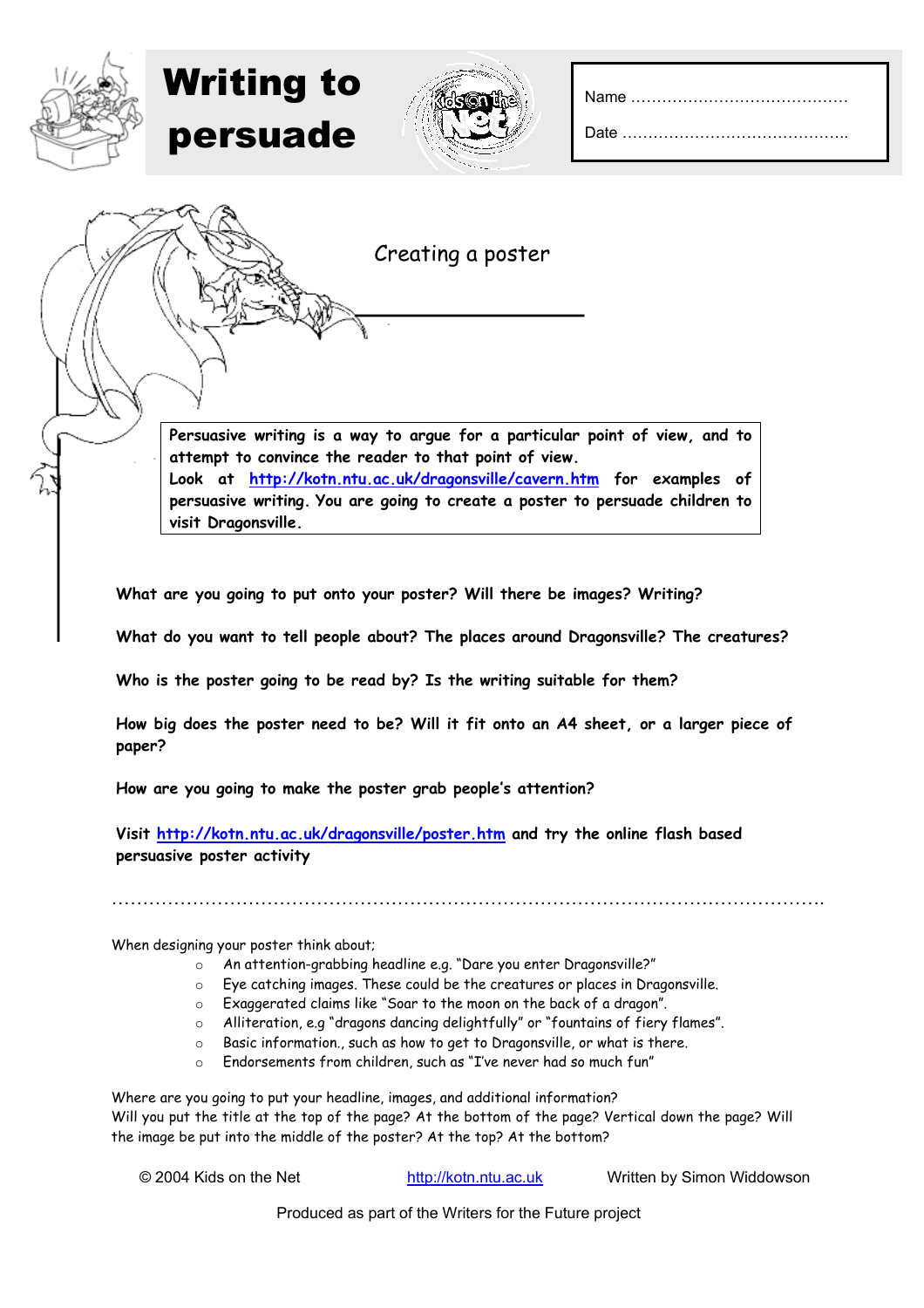# Writing to persuade

Name ……………………………………

Date ……………………………………..

## Creating a poster

**Persuasive writing is a way to argue for a particular point of view, and to attempt to convince the reader to that point of view. Look at http://kotn.ntu.ac.uk/dragonsville/cavern.htm for examples of persuasive writing. You are going to create a poster to persuade children to visit Dragonsville.**

**What are you going to put onto your poster? Will there be images? Writing?**

**What do you want to tell people about? The places around Dragonsville? The creatures?**

**Who is the poster going to be read by? Is the writing suitable for them?**

**How big does the poster need to be? Will it fit onto an A4 sheet, or a larger piece of paper?**

**How are you going to make the poster grab people's attention?**

**Visit http://kotn.ntu.ac.uk/dragonsville/poster.htm and try the online flash based persuasive poster activity**

…………………………………………………………………………………………………………

When designing your poster think about;

- An attention-grabbing headline e.g. "Dare you enter Dragonsville?"
- Eye catching images. These could be the creatures or places in Dragonsville.
- Exaggerated claims like "Soar to the moon on the back of a dragon".
- Alliteration, e.g "dragons dancing delightfully" or "fountains of fiery flames".
- Basic information., such as how to get to Dragonsville, or what is there.
- Endorsements from children, such as "I've never had so much fun"

Where are you going to put your headline, images, and additional information?
Will you put the title at the top of the page? At the bottom of the page? Vertical down the page? Will the image be put into the middle of the poster? At the top? At the bottom?

© 2004 Kids on the Net http://kotn.ntu.ac.uk Written by Simon Widdowson

Produced as part of the Writers for the Future project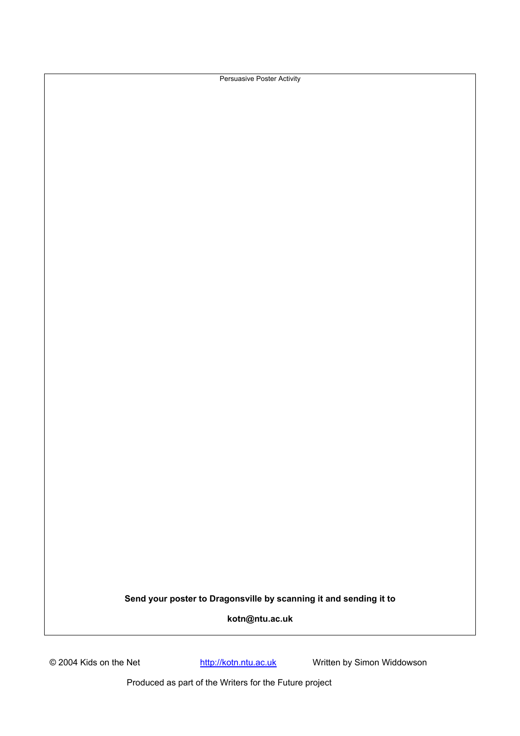Persuasive Poster Activity

**Send your poster to Dragonsville by scanning it and sending it to**

**kotn@ntu.ac.uk**

© 2004 Kids on the Net http://kotn.ntu.ac.uk Written by Simon Widdowson

Produced as part of the Writers for the Future project